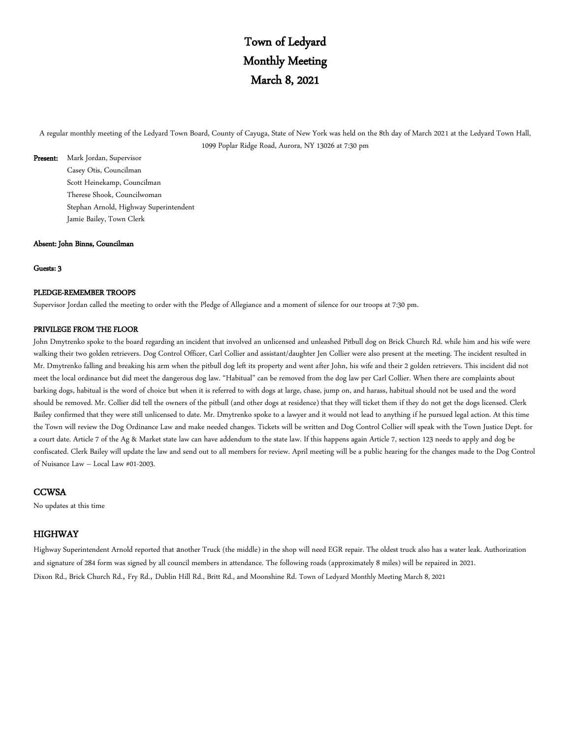# Town of Ledyard
# Monthly Meeting
# March 8, 2021

A regular monthly meeting of the Ledyard Town Board, County of Cayuga, State of New York was held on the 8th day of March 2021 at the Ledyard Town Hall, 1099 Poplar Ridge Road, Aurora, NY 13026 at 7:30 pm

**Present:** Mark Jordan, Supervisor
Casey Otis, Councilman
Scott Heinekamp, Councilman
Therese Shook, Councilwoman
Stephan Arnold, Highway Superintendent
Jamie Bailey, Town Clerk

**Absent: John Binns, Councilman**

**Guests: 3**

**PLEDGE-REMEMBER TROOPS**

Supervisor Jordan called the meeting to order with the Pledge of Allegiance and a moment of silence for our troops at 7:30 pm.

**PRIVILEGE FROM THE FLOOR**

John Dmytrenko spoke to the board regarding an incident that involved an unlicensed and unleashed Pitbull dog on Brick Church Rd. while him and his wife were walking their two golden retrievers. Dog Control Officer, Carl Collier and assistant/daughter Jen Collier were also present at the meeting. The incident resulted in Mr. Dmytrenko falling and breaking his arm when the pitbull dog left its property and went after John, his wife and their 2 golden retrievers. This incident did not meet the local ordinance but did meet the dangerous dog law. "Habitual" can be removed from the dog law per Carl Collier. When there are complaints about barking dogs, habitual is the word of choice but when it is referred to with dogs at large, chase, jump on, and harass, habitual should not be used and the word should be removed. Mr. Collier did tell the owners of the pitbull (and other dogs at residence) that they will ticket them if they do not get the dogs licensed. Clerk Bailey confirmed that they were still unlicensed to date. Mr. Dmytrenko spoke to a lawyer and it would not lead to anything if he pursued legal action. At this time the Town will review the Dog Ordinance Law and make needed changes. Tickets will be written and Dog Control Collier will speak with the Town Justice Dept. for a court date. Article 7 of the Ag & Market state law can have addendum to the state law. If this happens again Article 7, section 123 needs to apply and dog be confiscated. Clerk Bailey will update the law and send out to all members for review. April meeting will be a public hearing for the changes made to the Dog Control of Nuisance Law – Local Law #01-2003.

## CCWSA

No updates at this time

## HIGHWAY

Highway Superintendent Arnold reported that another Truck (the middle) in the shop will need EGR repair. The oldest truck also has a water leak. Authorization and signature of 284 form was signed by all council members in attendance. The following roads (approximately 8 miles) will be repaired in 2021.

Dixon Rd., Brick Church Rd., Fry Rd., Dublin Hill Rd., Britt Rd., and Moonshine Rd.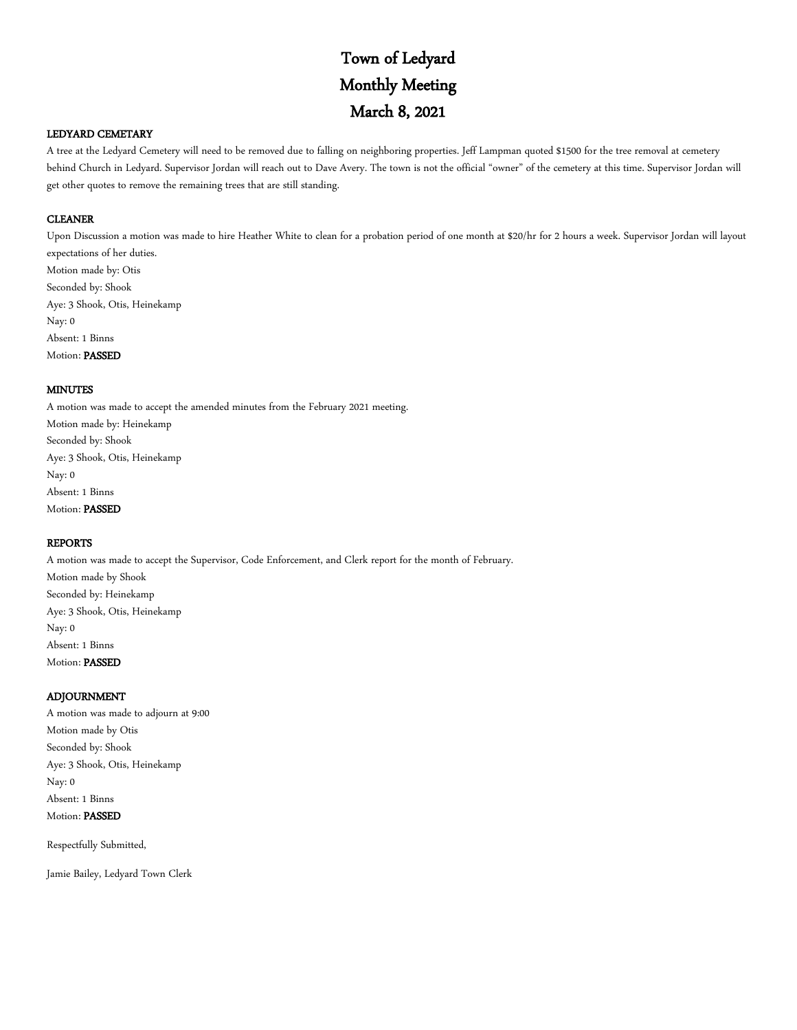# Town of Ledyard
# Monthly Meeting
# March 8, 2021

**LEDYARD CEMETARY**

A tree at the Ledyard Cemetery will need to be removed due to falling on neighboring properties. Jeff Lampman quoted $1500 for the tree removal at cemetery behind Church in Ledyard. Supervisor Jordan will reach out to Dave Avery. The town is not the official "owner" of the cemetery at this time. Supervisor Jordan will get other quotes to remove the remaining trees that are still standing.

**CLEANER**

Upon Discussion a motion was made to hire Heather White to clean for a probation period of one month at $20/hr for 2 hours a week. Supervisor Jordan will layout expectations of her duties.

Motion made by: Otis
Seconded by: Shook
Aye: 3 Shook, Otis, Heinekamp
Nay: 0
Absent: 1 Binns
Motion: **PASSED**

**MINUTES**

A motion was made to accept the amended minutes from the February 2021 meeting.

Motion made by: Heinekamp
Seconded by: Shook
Aye: 3 Shook, Otis, Heinekamp
Nay: 0
Absent: 1 Binns
Motion: **PASSED**

**REPORTS**

A motion was made to accept the Supervisor, Code Enforcement, and Clerk report for the month of February.

Motion made by Shook
Seconded by: Heinekamp
Aye: 3 Shook, Otis, Heinekamp
Nay: 0
Absent: 1 Binns
Motion: **PASSED**

**ADJOURNMENT**

A motion was made to adjourn at 9:00

Motion made by Otis
Seconded by: Shook
Aye: 3 Shook, Otis, Heinekamp
Nay: 0
Absent: 1 Binns
Motion: **PASSED**

Respectfully Submitted,

Jamie Bailey, Ledyard Town Clerk